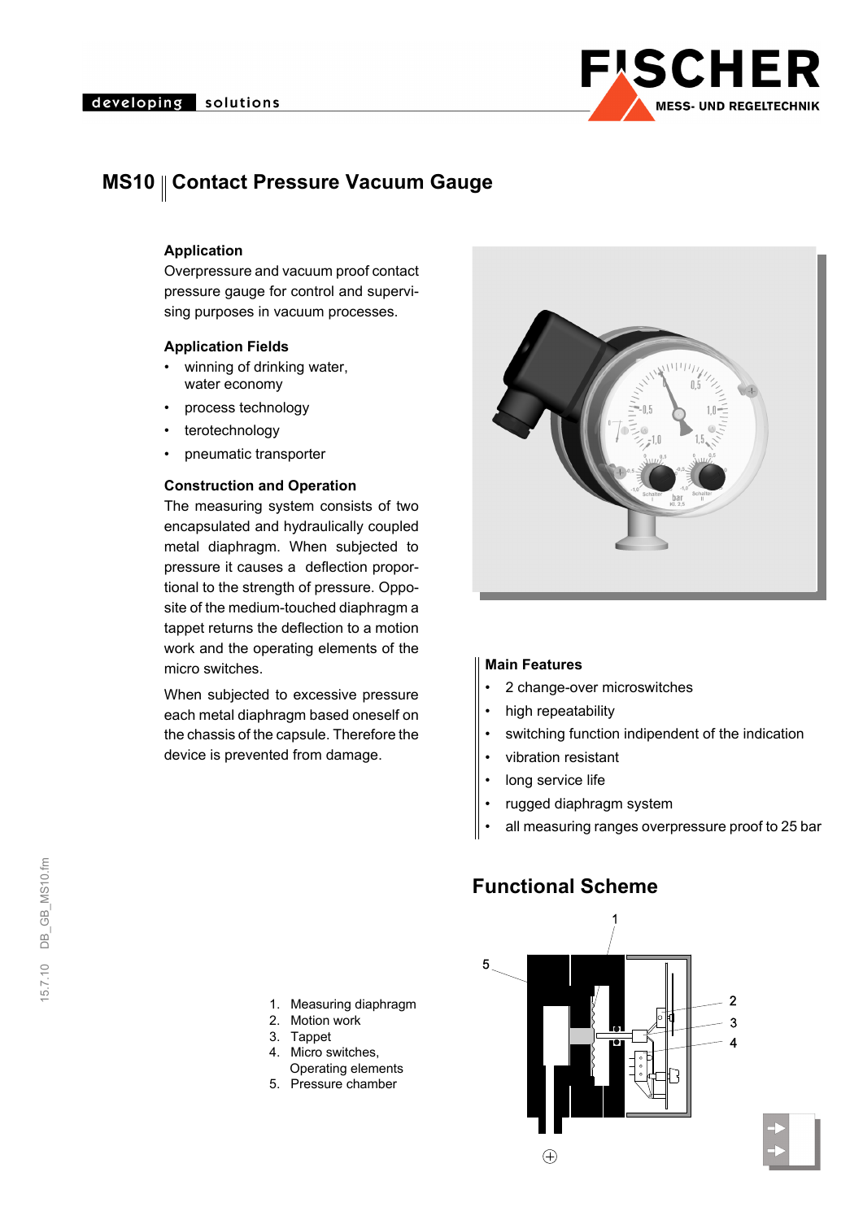# MS10 || Contact Pressure Vacuum Gauge

### Application

Overpressure and vacuum proof contact pressure gauge for control and supervising purposes in vacuum processes.

### Application Fields

- winning of drinking water, water economy
- process technology
- terotechnology
- pneumatic transporter

### Construction and Operation

The measuring system consists of two encapsulated and hydraulically coupled metal diaphragm. When subjected to pressure it causes a deflection proportional to the strength of pressure. Opposite of the medium-touched diaphragm a tappet returns the deflection to a motion work and the operating elements of the micro switches.

When subjected to excessive pressure each metal diaphragm based oneself on the chassis of the capsule. Therefore the device is prevented from damage.

### Main Features

- 2 change-over microswitches
- high repeatability
- switching function indipendent of the indication
- vibration resistant
- long service life
- rugged diaphragm system
- all measuring ranges overpressure proof to 25 bar

## Functional Scheme

1. Measuring diaphragm
2. Motion work
3. Tappet
4. Micro switches, Operating elements
5. Pressure chamber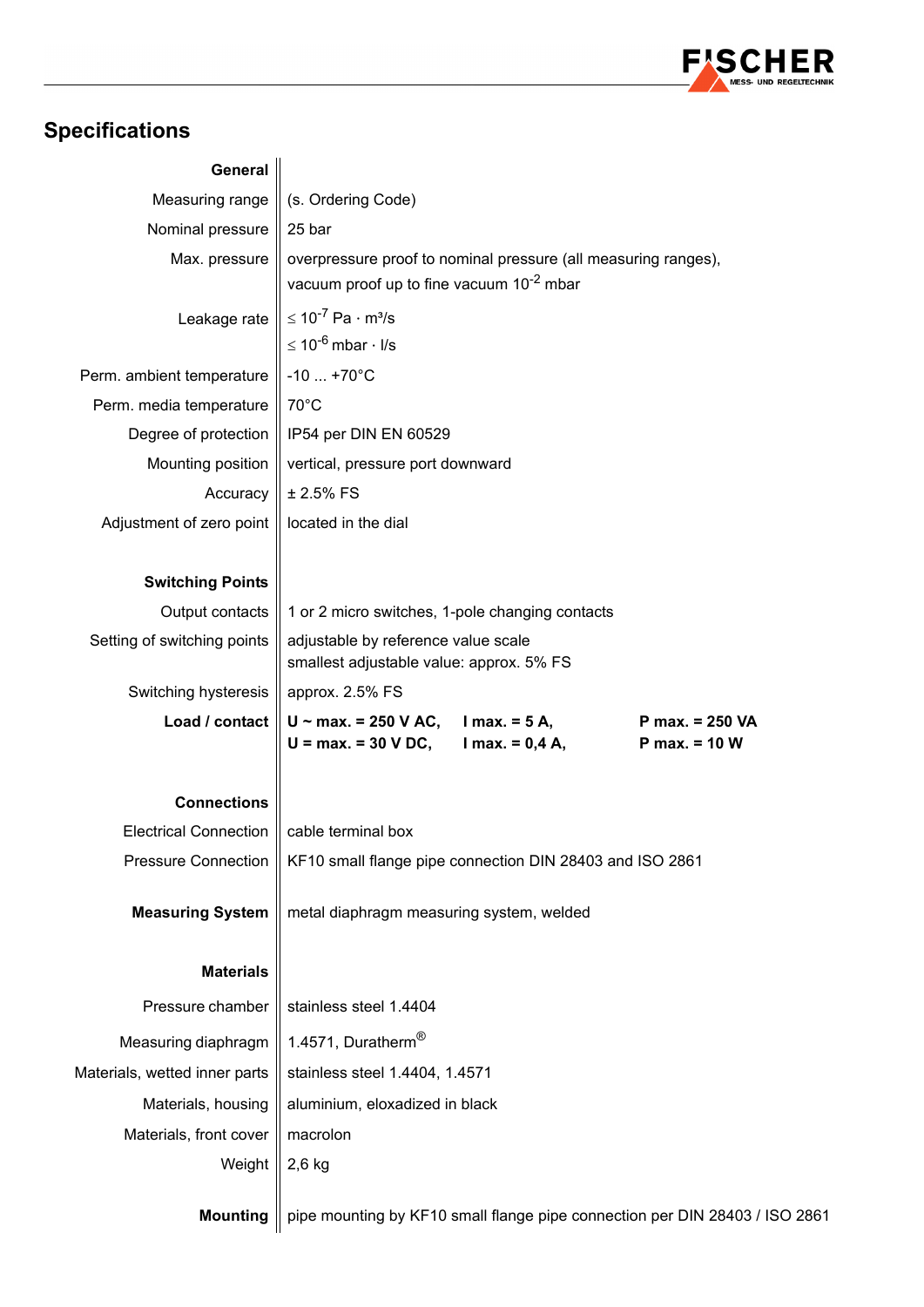## Specifications

| | |
|---|---|
| **General** | |
| Measuring range | (s. Ordering Code) |
| Nominal pressure | 25 bar |
| Max. pressure | overpressure proof to nominal pressure (all measuring ranges), vacuum proof up to fine vacuum $10^{-2}$ mbar |
| Leakage rate | $\leq 10^{-7}$ Pa · m³/s<br>$\leq 10^{-6}$ mbar · l/s |
| Perm. ambient temperature | -10 ... +70°C |
| Perm. media temperature | 70°C |
| Degree of protection | IP54 per DIN EN 60529 |
| Mounting position | vertical, pressure port downward |
| Accuracy | ± 2.5% FS |
| Adjustment of zero point | located in the dial |
| **Switching Points** | |
| Output contacts | 1 or 2 micro switches, 1-pole changing contacts |
| Setting of switching points | adjustable by reference value scale<br>smallest adjustable value: approx. 5% FS |
| Switching hysteresis | approx. 2.5% FS |
| **Load / contact** | **U ~ max. = 250 V AC, I max. = 5 A, P max. = 250 VA**<br>**U = max. = 30 V DC, I max. = 0,4 A, P max. = 10 W** |
| **Connections** | |
| Electrical Connection | cable terminal box |
| Pressure Connection | KF10 small flange pipe connection DIN 28403 and ISO 2861 |
| **Measuring System** | metal diaphragm measuring system, welded |
| **Materials** | |
| Pressure chamber | stainless steel 1.4404 |
| Measuring diaphragm | 1.4571, Duratherm® |
| Materials, wetted inner parts | stainless steel 1.4404, 1.4571 |
| Materials, housing | aluminium, eloxadized in black |
| Materials, front cover | macrolon |
| Weight | 2,6 kg |
| **Mounting** | pipe mounting by KF10 small flange pipe connection per DIN 28403 / ISO 2861 |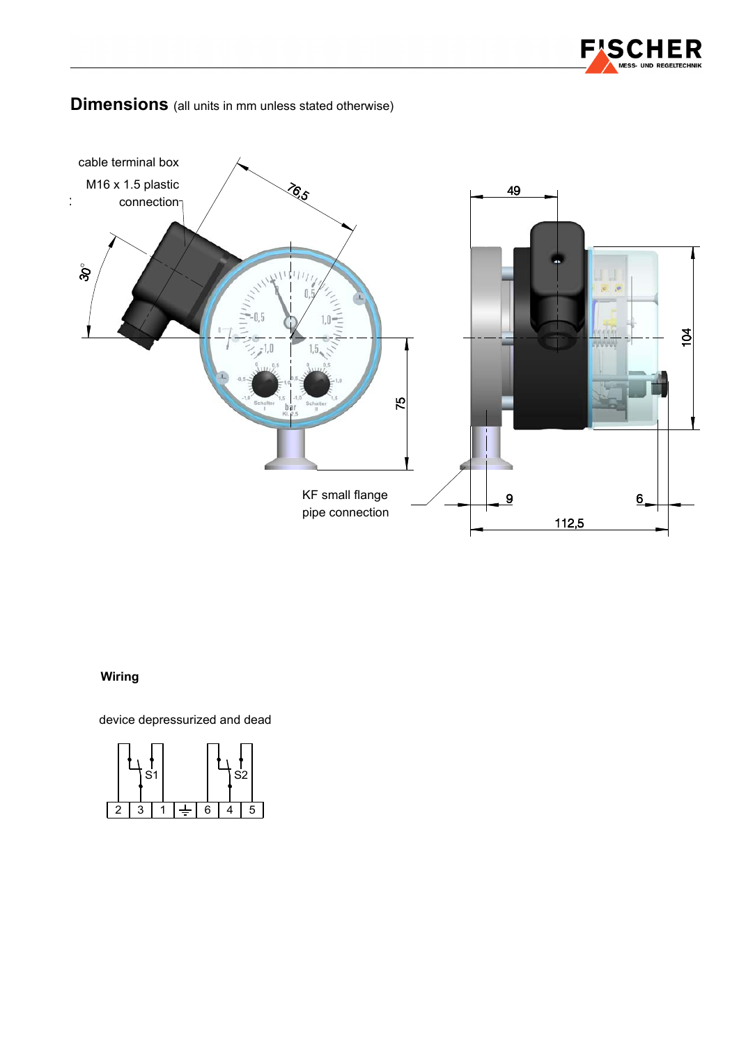## Dimensions (all units in mm unless stated otherwise)

cable terminal box

M16 x 1.5 plastic connection

KF small flange pipe connection

### Wiring

device depressurized and dead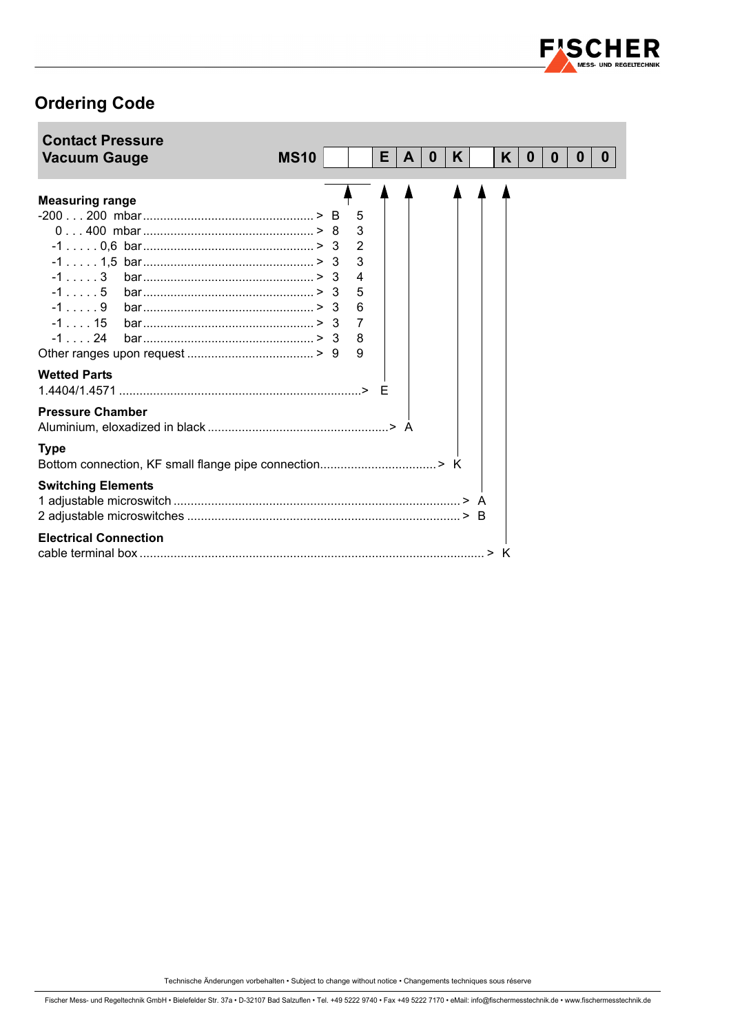## Ordering Code

**Contact Pressure Vacuum Gauge**

| MS10 | | | E | A | 0 | K | | K | 0 | 0 | 0 | 0 |
|---|---|---|---|---|---|---|---|---|---|---|---|---|

**Measuring range**

| Range | | |
|---|---|---|
| -200 . . . 200 mbar | B | 5 |
| 0 . . . 400 mbar | 8 | 3 |
| -1 . . . . . 0,6 bar | 3 | 2 |
| -1 . . . . . 1,5 bar | 3 | 3 |
| -1 . . . . . 3 bar | 3 | 4 |
| -1 . . . . . 5 bar | 3 | 5 |
| -1 . . . . . 9 bar | 3 | 6 |
| -1 . . . . 15 bar | 3 | 7 |
| -1 . . . . 24 bar | 3 | 8 |
| Other ranges upon request | 9 | 9 |

**Wetted Parts**

1.4404/1.4571 ....> E

**Pressure Chamber**

Aluminium, eloxadized in black ....> A

**Type**

Bottom connection, KF small flange pipe connection....> K

**Switching Elements**

1 adjustable microswitch ....> A

2 adjustable microswitches ....> B

**Electrical Connection**

cable terminal box ....> K

Technische Änderungen vorbehalten • Subject to change without notice • Changements techniques sous réserve